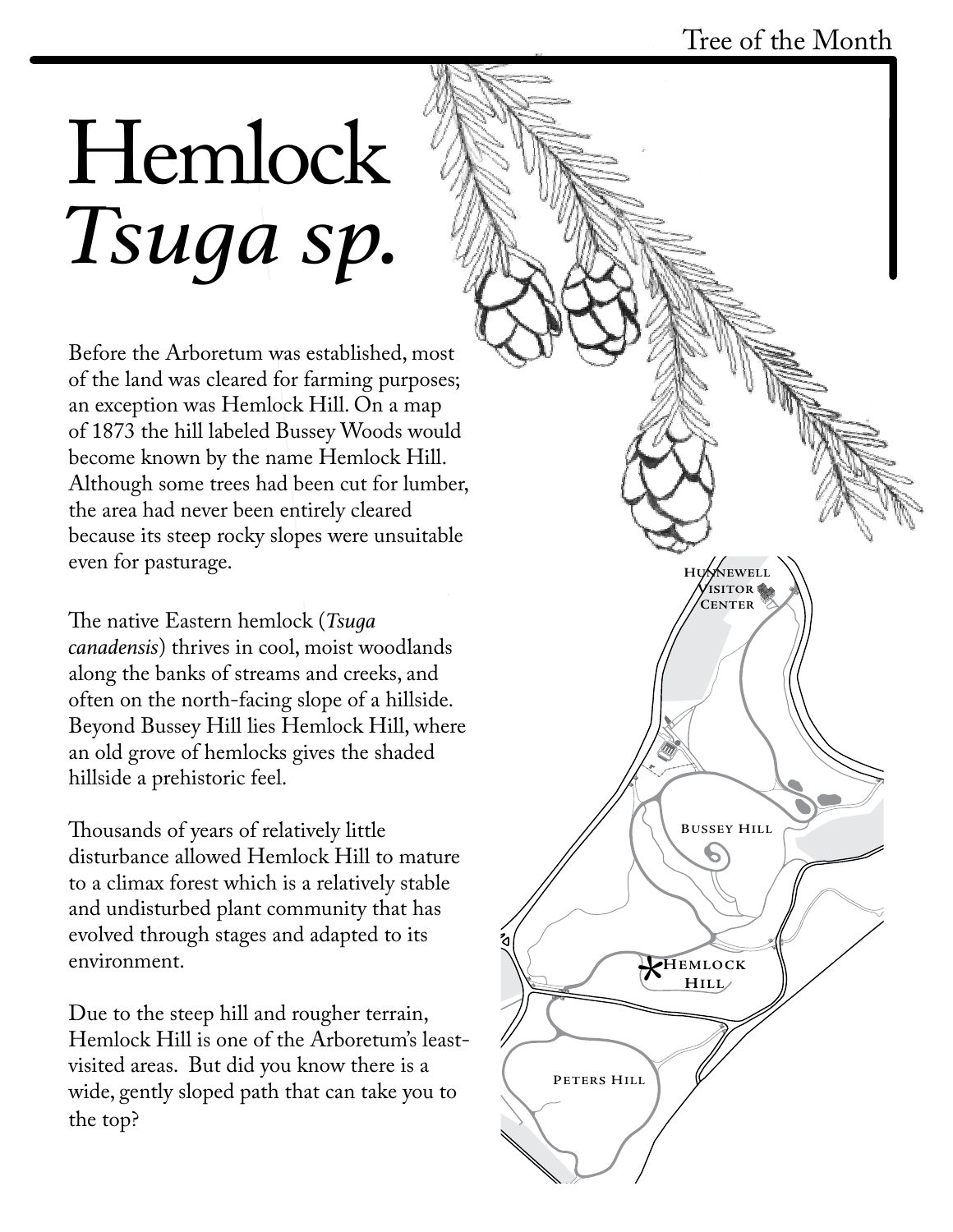Tree of the Month

# Hemlock
# *Tsuga sp.*

Before the Arboretum was established, most of the land was cleared for farming purposes; an exception was Hemlock Hill. On a map of 1873 the hill labeled Bussey Woods would become known by the name Hemlock Hill. Although some trees had been cut for lumber, the area had never been entirely cleared because its steep rocky slopes were unsuitable even for pasturage.

The native Eastern hemlock (*Tsuga canadensis*) thrives in cool, moist woodlands along the banks of streams and creeks, and often on the north-facing slope of a hillside. Beyond Bussey Hill lies Hemlock Hill, where an old grove of hemlocks gives the shaded hillside a prehistoric feel.

Thousands of years of relatively little disturbance allowed Hemlock Hill to mature to a climax forest which is a relatively stable and undisturbed plant community that has evolved through stages and adapted to its environment.

Due to the steep hill and rougher terrain, Hemlock Hill is one of the Arboretum's least-visited areas. But did you know there is a wide, gently sloped path that can take you to the top?

Hunnewell Visitor Center

Bussey Hill

*Hemlock Hill

Peters Hill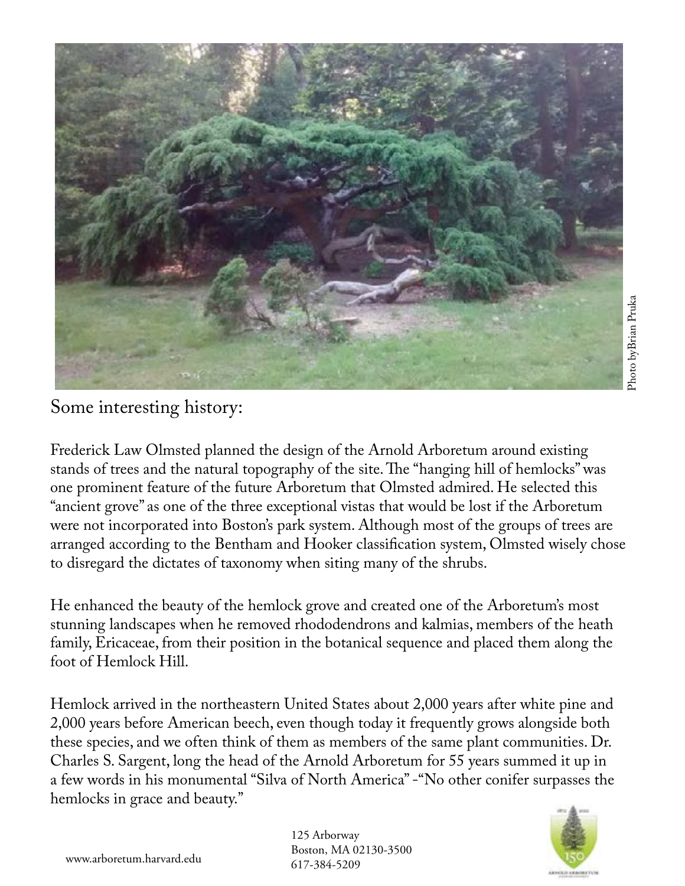Photo by Brian Pruka

## Some interesting history:

Frederick Law Olmsted planned the design of the Arnold Arboretum around existing stands of trees and the natural topography of the site. The "hanging hill of hemlocks" was one prominent feature of the future Arboretum that Olmsted admired. He selected this "ancient grove" as one of the three exceptional vistas that would be lost if the Arboretum were not incorporated into Boston's park system. Although most of the groups of trees are arranged according to the Bentham and Hooker classification system, Olmsted wisely chose to disregard the dictates of taxonomy when siting many of the shrubs.

He enhanced the beauty of the hemlock grove and created one of the Arboretum's most stunning landscapes when he removed rhododendrons and kalmias, members of the heath family, Ericaceae, from their position in the botanical sequence and placed them along the foot of Hemlock Hill.

Hemlock arrived in the northeastern United States about 2,000 years after white pine and 2,000 years before American beech, even though today it frequently grows alongside both these species, and we often think of them as members of the same plant communities. Dr. Charles S. Sargent, long the head of the Arnold Arboretum for 55 years summed it up in a few words in his monumental "Silva of North America" -"No other conifer surpasses the hemlocks in grace and beauty."

www.arboretum.harvard.edu

125 Arborway
Boston, MA 02130-3500
617-384-5209